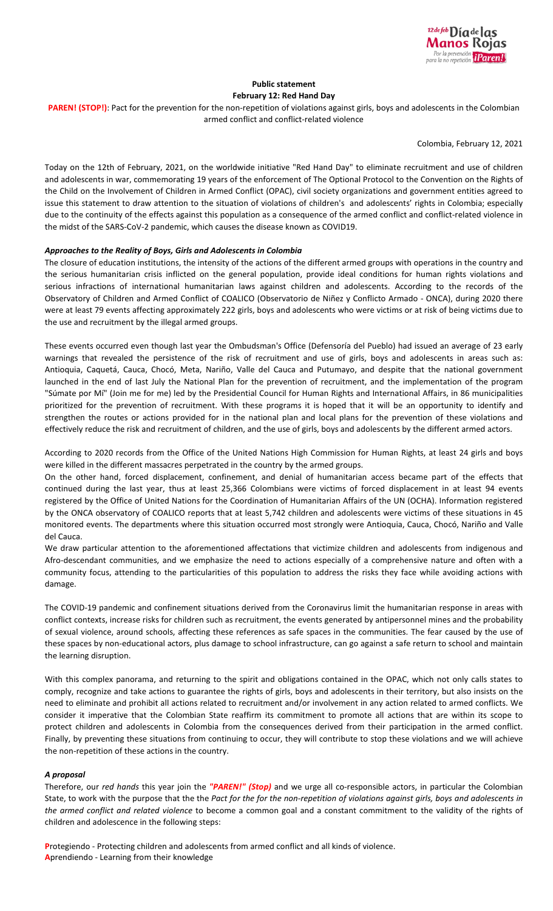**Public statement**
**February 12: Red Hand Day**

**PAREN! (STOP!)**: Pact for the prevention for the non-repetition of violations against girls, boys and adolescents in the Colombian armed conflict and conflict-related violence

Colombia, February 12, 2021

Today on the 12th of February, 2021, on the worldwide initiative "Red Hand Day" to eliminate recruitment and use of children and adolescents in war, commemorating 19 years of the enforcement of The Optional Protocol to the Convention on the Rights of the Child on the Involvement of Children in Armed Conflict (OPAC), civil society organizations and government entities agreed to issue this statement to draw attention to the situation of violations of children's and adolescents' rights in Colombia; especially due to the continuity of the effects against this population as a consequence of the armed conflict and conflict-related violence in the midst of the SARS-CoV-2 pandemic, which causes the disease known as COVID19.

***Approaches to the Reality of Boys, Girls and Adolescents in Colombia***

The closure of education institutions, the intensity of the actions of the different armed groups with operations in the country and the serious humanitarian crisis inflicted on the general population, provide ideal conditions for human rights violations and serious infractions of international humanitarian laws against children and adolescents. According to the records of the Observatory of Children and Armed Conflict of COALICO (Observatorio de Niñez y Conflicto Armado - ONCA), during 2020 there were at least 79 events affecting approximately 222 girls, boys and adolescents who were victims or at risk of being victims due to the use and recruitment by the illegal armed groups.

These events occurred even though last year the Ombudsman's Office (Defensoría del Pueblo) had issued an average of 23 early warnings that revealed the persistence of the risk of recruitment and use of girls, boys and adolescents in areas such as: Antioquia, Caquetá, Cauca, Chocó, Meta, Nariño, Valle del Cauca and Putumayo, and despite that the national government launched in the end of last July the National Plan for the prevention of recruitment, and the implementation of the program "Súmate por Mí" (Join me for me) led by the Presidential Council for Human Rights and International Affairs, in 86 municipalities prioritized for the prevention of recruitment. With these programs it is hoped that it will be an opportunity to identify and strengthen the routes or actions provided for in the national plan and local plans for the prevention of these violations and effectively reduce the risk and recruitment of children, and the use of girls, boys and adolescents by the different armed actors.

According to 2020 records from the Office of the United Nations High Commission for Human Rights, at least 24 girls and boys were killed in the different massacres perpetrated in the country by the armed groups.

On the other hand, forced displacement, confinement, and denial of humanitarian access became part of the effects that continued during the last year, thus at least 25,366 Colombians were victims of forced displacement in at least 94 events registered by the Office of United Nations for the Coordination of Humanitarian Affairs of the UN (OCHA). Information registered by the ONCA observatory of COALICO reports that at least 5,742 children and adolescents were victims of these situations in 45 monitored events. The departments where this situation occurred most strongly were Antioquia, Cauca, Chocó, Nariño and Valle del Cauca.

We draw particular attention to the aforementioned affectations that victimize children and adolescents from indigenous and Afro-descendant communities, and we emphasize the need to actions especially of a comprehensive nature and often with a community focus, attending to the particularities of this population to address the risks they face while avoiding actions with damage.

The COVID-19 pandemic and confinement situations derived from the Coronavirus limit the humanitarian response in areas with conflict contexts, increase risks for children such as recruitment, the events generated by antipersonnel mines and the probability of sexual violence, around schools, affecting these references as safe spaces in the communities. The fear caused by the use of these spaces by non-educational actors, plus damage to school infrastructure, can go against a safe return to school and maintain the learning disruption.

With this complex panorama, and returning to the spirit and obligations contained in the OPAC, which not only calls states to comply, recognize and take actions to guarantee the rights of girls, boys and adolescents in their territory, but also insists on the need to eliminate and prohibit all actions related to recruitment and/or involvement in any action related to armed conflicts. We consider it imperative that the Colombian State reaffirm its commitment to promote all actions that are within its scope to protect children and adolescents in Colombia from the consequences derived from their participation in the armed conflict. Finally, by preventing these situations from continuing to occur, they will contribute to stop these violations and we will achieve the non-repetition of these actions in the country.

***A proposal***

Therefore, our *red hands* this year join the ***"PAREN!" (Stop)*** and we urge all co-responsible actors, in particular the Colombian State, to work with the purpose that the the *Pact for the for the non-repetition of violations against girls, boys and adolescents in the armed conflict and related violence* to become a common goal and a constant commitment to the validity of the rights of children and adolescence in the following steps:

**P**rotegiendo - Protecting children and adolescents from armed conflict and all kinds of violence.
**A**prendiendo - Learning from their knowledge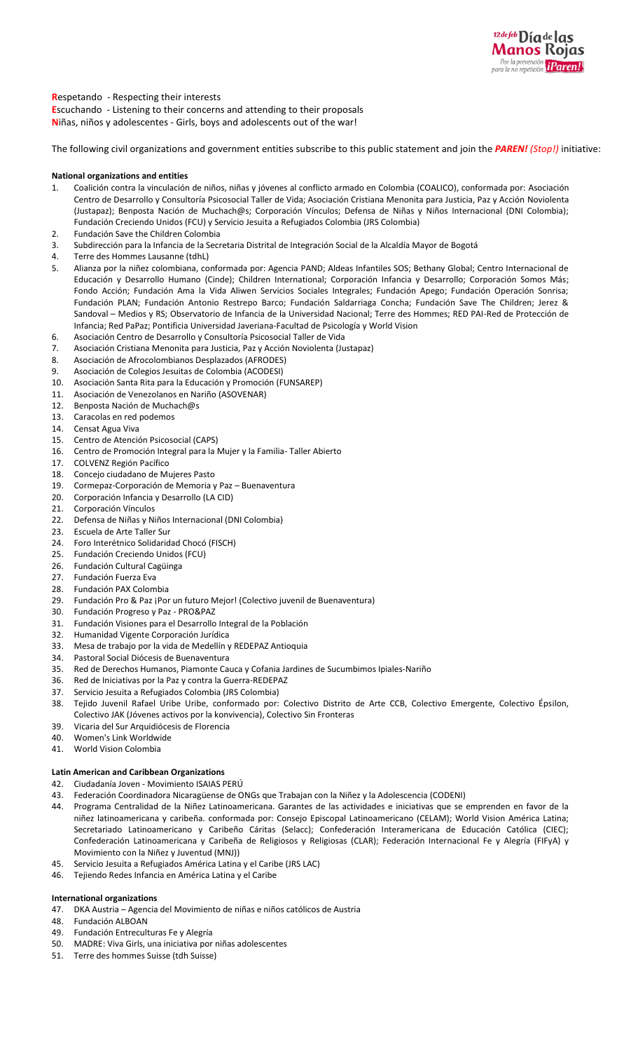**R**espetando - Respecting their interests
**E**scuchando - Listening to their concerns and attending to their proposals
**N**iñas, niños y adolescentes - Girls, boys and adolescents out of the war!

The following civil organizations and government entities subscribe to this public statement and join the ***PAREN!*** *(Stop!)* initiative:

**National organizations and entities**

1. Coalición contra la vinculación de niños, niñas y jóvenes al conflicto armado en Colombia (COALICO), conformada por: Asociación Centro de Desarrollo y Consultoría Psicosocial Taller de Vida; Asociación Cristiana Menonita para Justicia, Paz y Acción Noviolenta (Justapaz); Benposta Nación de Muchach@s; Corporación Vínculos; Defensa de Niñas y Niños Internacional (DNI Colombia); Fundación Creciendo Unidos (FCU) y Servicio Jesuita a Refugiados Colombia (JRS Colombia)
2. Fundación Save the Children Colombia
3. Subdirección para la Infancia de la Secretaria Distrital de Integración Social de la Alcaldía Mayor de Bogotá
4. Terre des Hommes Lausanne (tdhL)
5. Alianza por la niñez colombiana, conformada por: Agencia PAND; Aldeas Infantiles SOS; Bethany Global; Centro Internacional de Educación y Desarrollo Humano (Cinde); Children International; Corporación Infancia y Desarrollo; Corporación Somos Más; Fondo Acción; Fundación Ama la Vida Aliwen Servicios Sociales Integrales; Fundación Apego; Fundación Operación Sonrisa; Fundación PLAN; Fundación Antonio Restrepo Barco; Fundación Saldarriaga Concha; Fundación Save The Children; Jerez & Sandoval – Medios y RS; Observatorio de Infancia de la Universidad Nacional; Terre des Hommes; RED PAI-Red de Protección de Infancia; Red PaPaz; Pontificia Universidad Javeriana-Facultad de Psicología y World Vision
6. Asociación Centro de Desarrollo y Consultoría Psicosocial Taller de Vida
7. Asociación Cristiana Menonita para Justicia, Paz y Acción Noviolenta (Justapaz)
8. Asociación de Afrocolombianos Desplazados (AFRODES)
9. Asociación de Colegios Jesuitas de Colombia (ACODESI)
10. Asociación Santa Rita para la Educación y Promoción (FUNSAREP)
11. Asociación de Venezolanos en Nariño (ASOVENAR)
12. Benposta Nación de Muchach@s
13. Caracolas en red podemos
14. Censat Agua Viva
15. Centro de Atención Psicosocial (CAPS)
16. Centro de Promoción Integral para la Mujer y la Familia- Taller Abierto
17. COLVENZ Región Pacífico
18. Concejo ciudadano de Mujeres Pasto
19. Cormepaz-Corporación de Memoria y Paz – Buenaventura
20. Corporación Infancia y Desarrollo (LA CID)
21. Corporación Vínculos
22. Defensa de Niñas y Niños Internacional (DNI Colombia)
23. Escuela de Arte Taller Sur
24. Foro Interétnico Solidaridad Chocó (FISCH)
25. Fundación Creciendo Unidos (FCU)
26. Fundación Cultural Cagüinga
27. Fundación Fuerza Eva
28. Fundación PAX Colombia
29. Fundación Pro & Paz ¡Por un futuro Mejor! (Colectivo juvenil de Buenaventura)
30. Fundación Progreso y Paz - PRO&PAZ
31. Fundación Visiones para el Desarrollo Integral de la Población
32. Humanidad Vigente Corporación Jurídica
33. Mesa de trabajo por la vida de Medellín y REDEPAZ Antioquia
34. Pastoral Social Diócesis de Buenaventura
35. Red de Derechos Humanos, Piamonte Cauca y Cofania Jardines de Sucumbimos Ipiales-Nariño
36. Red de Iniciativas por la Paz y contra la Guerra-REDEPAZ
37. Servicio Jesuita a Refugiados Colombia (JRS Colombia)
38. Tejido Juvenil Rafael Uribe Uribe, conformado por: Colectivo Distrito de Arte CCB, Colectivo Emergente, Colectivo Épsilon, Colectivo JAK (Jóvenes activos por la konvivencia), Colectivo Sin Fronteras
39. Vicaria del Sur Arquidiócesis de Florencia
40. Women's Link Worldwide
41. World Vision Colombia

**Latin American and Caribbean Organizations**

42. Ciudadanía Joven - Movimiento ISAIAS PERÚ
43. Federación Coordinadora Nicaragüense de ONGs que Trabajan con la Niñez y la Adolescencia (CODENI)
44. Programa Centralidad de la Niñez Latinoamericana. Garantes de las actividades e iniciativas que se emprenden en favor de la niñez latinoamericana y caribeña. conformada por: Consejo Episcopal Latinoamericano (CELAM); World Vision América Latina; Secretariado Latinoamericano y Caribeño Cáritas (Selacc); Confederación Interamericana de Educación Católica (CIEC); Confederación Latinoamericana y Caribeña de Religiosos y Religiosas (CLAR); Federación Internacional Fe y Alegría (FIFyA) y Movimiento con la Niñez y Juventud (MNJ))
45. Servicio Jesuita a Refugiados América Latina y el Caribe (JRS LAC)
46. Tejiendo Redes Infancia en América Latina y el Caribe

**International organizations**

47. DKA Austria – Agencia del Movimiento de niñas e niños católicos de Austria
48. Fundación ALBOAN
49. Fundación Entreculturas Fe y Alegría
50. MADRE: Viva Girls, una iniciativa por niñas adolescentes
51. Terre des hommes Suisse (tdh Suisse)